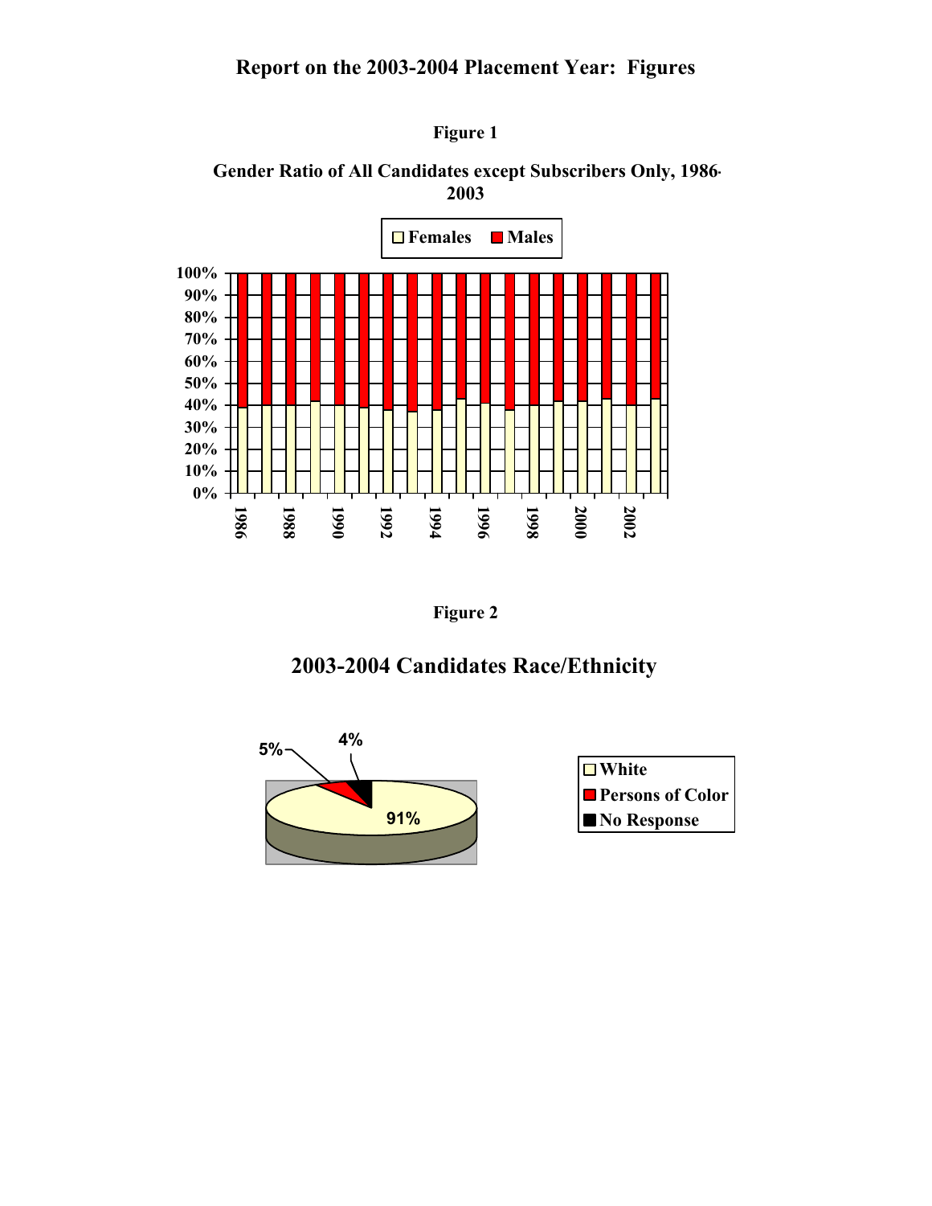# Report on the 2003-2004 Placement Year: Figures

**Figure 1**

**Gender Ratio of All Candidates except Subscribers Only, 1986-2003**

**Figure 2**

**2003-2004 Candidates Race/Ethnicity**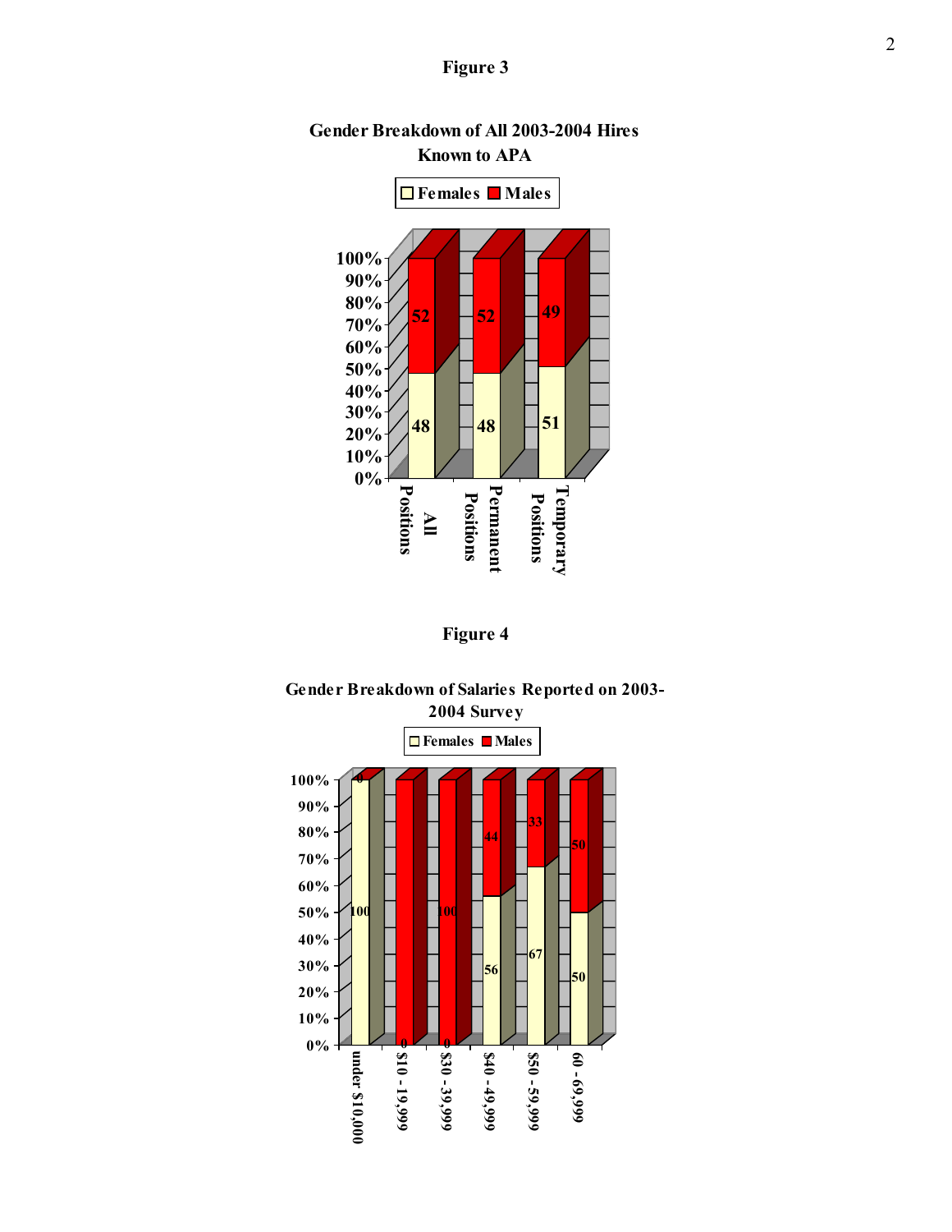**Figure 3**

**Gender Breakdown of All 2003-2004 Hires Known to APA**

| | Females | Males |
|---|---|---|
| All Positions | 48 | 52 |
| Permanent Positions | 48 | 52 |
| Temporary Positions | 51 | 49 |

**Figure 4**

**Gender Breakdown of Salaries Reported on 2003-2004 Survey**

| | Females | Males |
|---|---|---|
| under $10,000 | 100 | 0 |
| $10 - 19,999 | 0 | 100 |
| $30 - 39,999 | 0 | 100 |
| $40 - 49,999 | 56 | 44 |
| $50 - 59,999 | 67 | 33 |
| 60 - 69,999 | 50 | 50 |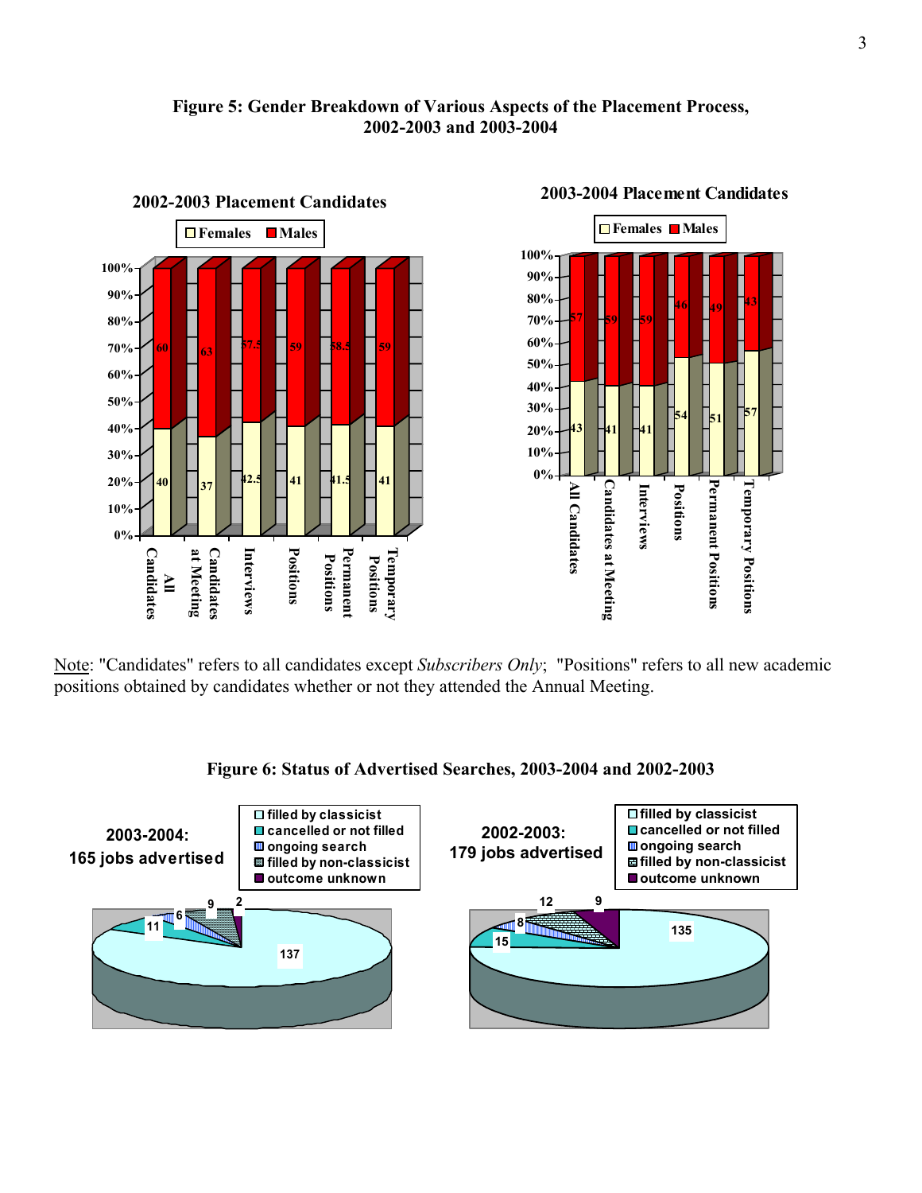**Figure 5: Gender Breakdown of Various Aspects of the Placement Process, 2002-2003 and 2003-2004**

**2002-2003 Placement Candidates**

| | All Candidates | Candidates at Meeting | Interviews | Positions | Permanent Positions | Temporary Positions |
|---|---|---|---|---|---|---|
| Females | 40 | 37 | 42.5 | 41 | 41.5 | 41 |
| Males | 60 | 63 | 57.5 | 59 | 58.5 | 59 |

**2003-2004 Placement Candidates**

| | All Candidates | Candidates at Meeting | Interviews | Positions | Permanent Positions | Temporary Positions |
|---|---|---|---|---|---|---|
| Females | 43 | 41 | 41 | 54 | 51 | 57 |
| Males | 57 | 59 | 59 | 46 | 49 | 43 |

Note: "Candidates" refers to all candidates except *Subscribers Only*; "Positions" refers to all new academic positions obtained by candidates whether or not they attended the Annual Meeting.

**Figure 6: Status of Advertised Searches, 2003-2004 and 2002-2003**

| | 2003-2004: 165 jobs advertised | 2002-2003: 179 jobs advertised |
|---|---|---|
| filled by classicist | 137 | 135 |
| cancelled or not filled | 11 | 15 |
| ongoing search | 6 | 8 |
| filled by non-classicist | 9 | 12 |
| outcome unknown | 2 | 9 |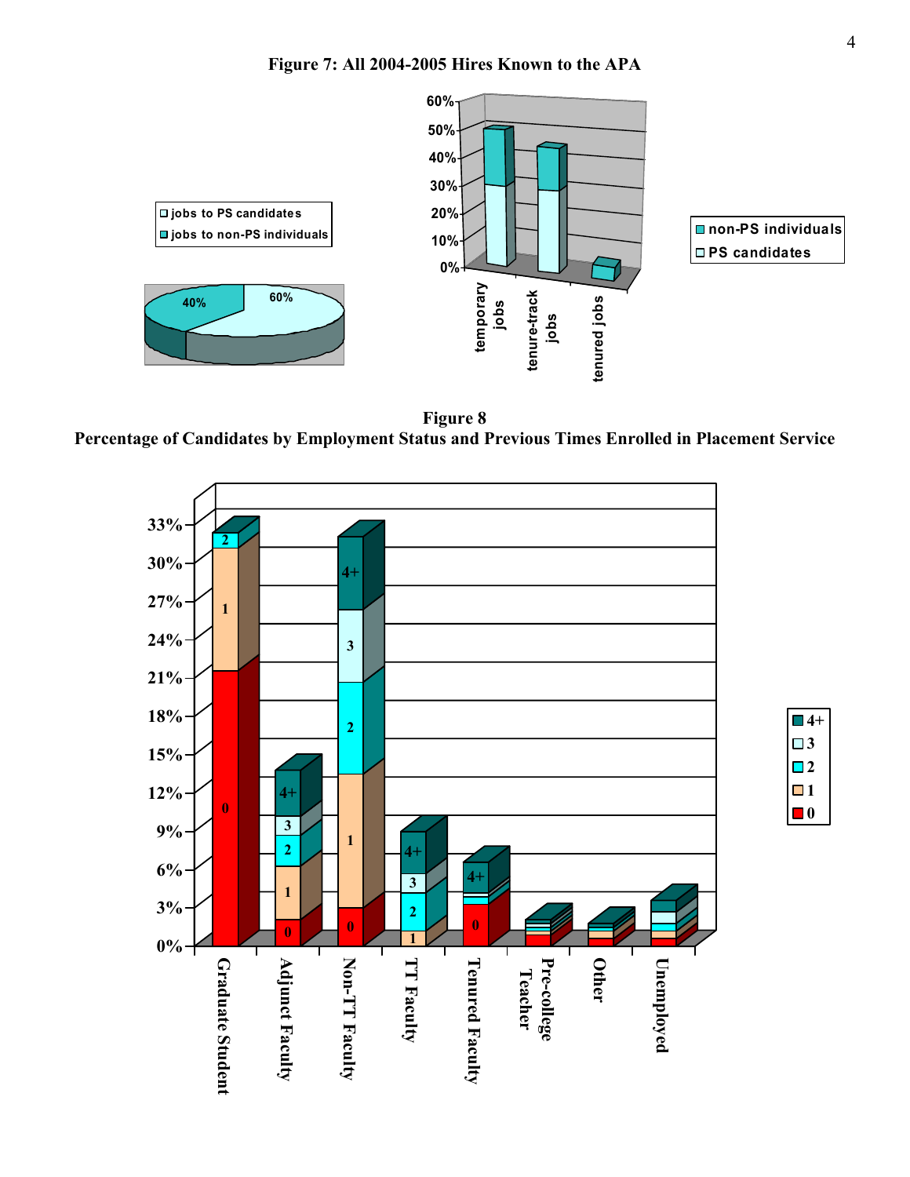**Figure 7: All 2004-2005 Hires Known to the APA**

□ jobs to PS candidates
■ jobs to non-PS individuals

40%
60%

60%
50%
40%
30%
20%
10%
0%

temporary jobs
tenure-track jobs
tenured jobs

■ non-PS individuals
□ PS candidates

**Figure 8**
**Percentage of Candidates by Employment Status and Previous Times Enrolled in Placement Service**

33%
30%
27%
24%
21%
18%
15%
12%
9%
6%
3%
0%

Graduate Student
Adjunct Faculty
Non-TT Faculty
TT Faculty
Tenured Faculty
Pre-college Teacher
Other
Unemployed

■ 4+
□ 3
■ 2
□ 1
■ 0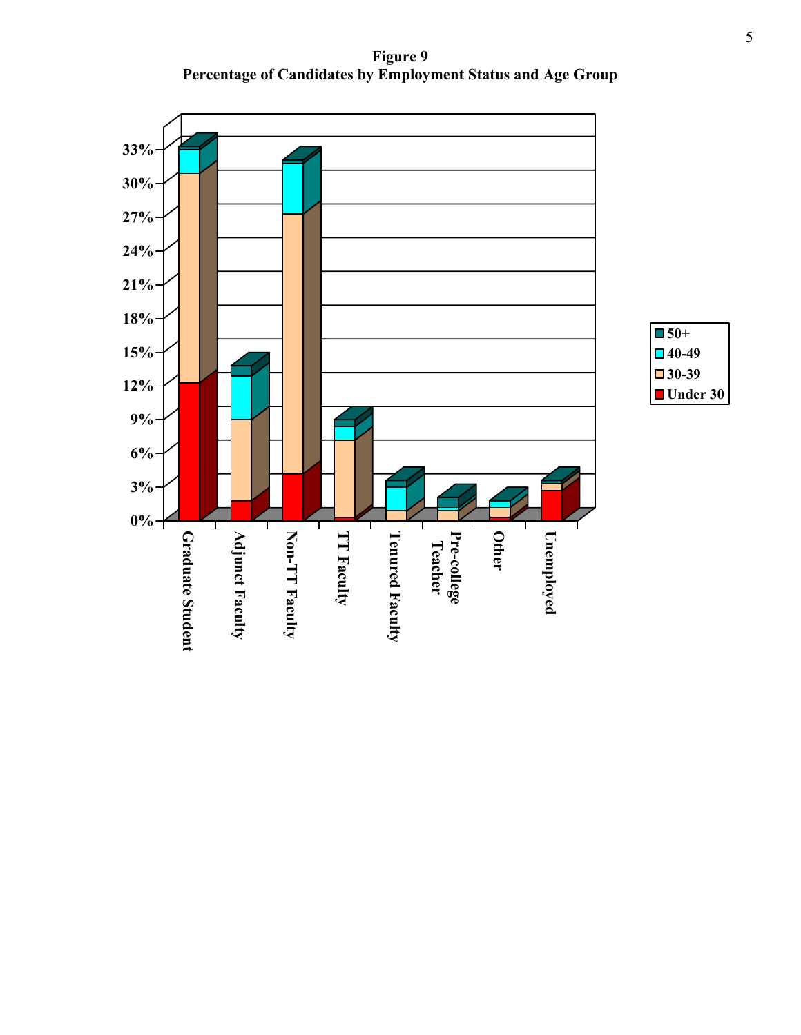**Figure 9**
**Percentage of Candidates by Employment Status and Age Group**

33%
30%
27%
24%
21%
18%
15%
12%
9%
6%
3%
0%

Graduate Student
Adjunct Faculty
Non-TT Faculty
TT Faculty
Tenured Faculty
Pre-college Teacher
Other
Unemployed

50+
40-49
30-39
Under 30